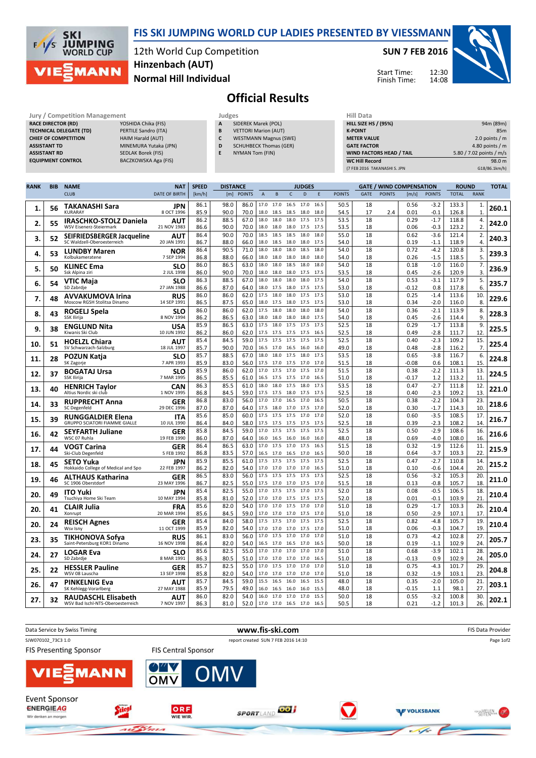# FIS SKI JUMPING WORLD CUP LADIES PRESENTED BY VIESSMANN

12th World Cup Competition
Hinzenbach (AUT)
Normal Hill Individual

SUN 7 FEB 2016

Start Time: 12:30
Finish Time: 14:08

## Official Results

| Jury / Competition Management | |
|---|---|
| RACE DIRECTOR (RD) | YOSHIDA Chika (FIS) |
| TECHNICAL DELEGATE (TD) | PERTILE Sandro (ITA) |
| CHIEF OF COMPETITION | HAIM Harald (AUT) |
| ASSISTANT TD | MINEMURA Yutaka (JPN) |
| ASSISTANT RD | SEDLAK Borek (FIS) |
| EQUIPMENT CONTROL | BACZKOWSKA Aga (FIS) |

| Judges | |
|---|---|
| A | SIDEREK Marek (POL) |
| B | VETTORI Marion (AUT) |
| C | WESTMANN Magnus (SWE) |
| D | SCHUHBECK Thomas (GER) |
| E | NYMAN Tom (FIN) |

| Hill Data | |
|---|---|
| HILL SIZE HS / (95%) | 94m (89m) |
| K-POINT | 85m |
| METER VALUE | 2.0 points / m |
| GATE FACTOR | 4.80 points / m |
| WIND FACTORS HEAD / TAIL | 5.80 / 7.02 points / m/s |
| WC Hill Record | 98.0 m |
| (7 FEB 2016 TAKANASHI S. JPN | G18/86.1km/h) |

| RANK | BIB | NAME / CLUB | NAT / DATE OF BIRTH | SPEED [km/h] | DISTANCE [m] | DISTANCE POINTS | A | B | C | D | E | JUDGES POINTS | GATE | GATE POINTS | WIND [m/s] | WIND POINTS | ROUND TOTAL | ROUND RANK | TOTAL |
|---|---|---|---|---|---|---|---|---|---|---|---|---|---|---|---|---|---|---|---|
| 1. | 56 | TAKANASHI Sara | JPN | 86.1 | 98.0 | 86.0 | 17.0 | 17.0 | 16.5 | 17.0 | 16.5 | 50.5 | 18 | | 0.56 | -3.2 | 133.3 | 1. | 260.1 |
| | | KURARAY | 8 OCT 1996 | 85.9 | 90.0 | 70.0 | 18.0 | 18.5 | 18.5 | 18.0 | 18.0 | 54.5 | 17 | 2.4 | 0.01 | -0.1 | 126.8 | 1. | |
| 2. | 55 | IRASCHKO-STOLZ Daniela | AUT | 86.2 | 88.5 | 67.0 | 18.0 | 18.0 | 18.0 | 17.5 | 17.5 | 53.5 | 18 | | 0.29 | -1.7 | 118.8 | 4. | 242.0 |
| | | WSV Eisenerz-Steiermark | 21 NOV 1983 | 86.6 | 90.0 | 70.0 | 18.0 | 18.0 | 18.0 | 17.5 | 17.5 | 53.5 | 18 | | 0.06 | -0.3 | 123.2 | 2. | |
| 3. | 52 | SEIFRIEDSBERGER Jacqueline | AUT | 86.4 | 90.0 | 70.0 | 18.5 | 18.5 | 18.5 | 18.0 | 18.0 | 55.0 | 18 | | 0.62 | -3.6 | 121.4 | 2. | 240.3 |
| | | SC Waldzell-Oberoesterreich | 20 JAN 1991 | 86.7 | 88.0 | 66.0 | 18.0 | 18.5 | 18.0 | 18.0 | 17.5 | 54.0 | 18 | | 0.19 | -1.1 | 118.9 | 4. | |
| 4. | 53 | LUNDBY Maren | NOR | 86.4 | 90.5 | 71.0 | 18.0 | 18.0 | 18.0 | 18.5 | 18.0 | 54.0 | 18 | | 0.72 | -4.2 | 120.8 | 3. | 239.3 |
| | | Kolbukameratene | 7 SEP 1994 | 86.8 | 88.0 | 66.0 | 18.0 | 18.0 | 18.0 | 18.0 | 18.0 | 54.0 | 18 | | 0.26 | -1.5 | 118.5 | 5. | |
| 5. | 50 | KLINEC Ema | SLO | 86.0 | 86.5 | 63.0 | 18.0 | 18.0 | 18.5 | 18.0 | 18.0 | 54.0 | 18 | | 0.18 | -1.0 | 116.0 | 7. | 236.9 |
| | | Ssk Alpina ziri | 2 JUL 1998 | 86.0 | 90.0 | 70.0 | 18.0 | 18.0 | 18.0 | 17.5 | 17.5 | 53.5 | 18 | | 0.45 | -2.6 | 120.9 | 3. | |
| 6. | 54 | VTIC Maja | SLO | 86.3 | 88.5 | 67.0 | 18.0 | 18.0 | 18.0 | 18.0 | 17.5 | 54.0 | 18 | | 0.53 | -3.1 | 117.9 | 5. | 235.7 |
| | | SD Zabrdje | 27 JAN 1988 | 86.6 | 87.0 | 64.0 | 18.0 | 17.5 | 18.0 | 17.5 | 17.5 | 53.0 | 18 | | -0.12 | 0.8 | 117.8 | 6. | |
| 7. | 48 | AVVAKUMOVA Irina | RUS | 86.0 | 86.0 | 62.0 | 17.5 | 18.0 | 18.0 | 17.5 | 17.5 | 53.0 | 18 | | 0.25 | -1.4 | 113.6 | 10. | 229.6 |
| | | Moscow RGSH Stolitsa Dinamo | 14 SEP 1991 | 86.5 | 87.5 | 65.0 | 18.0 | 17.5 | 18.0 | 17.5 | 17.5 | 53.0 | 18 | | 0.34 | -2.0 | 116.0 | 8. | |
| 8. | 43 | ROGELJ Spela | SLO | 86.0 | 86.0 | 62.0 | 17.5 | 18.0 | 18.0 | 18.0 | 18.0 | 54.0 | 18 | | 0.36 | -2.1 | 113.9 | 8. | 228.3 |
| | | SSK Ilirija | 8 NOV 1994 | 86.2 | 86.5 | 63.0 | 18.0 | 18.0 | 18.0 | 18.0 | 17.5 | 54.0 | 18 | | 0.45 | -2.6 | 114.4 | 9. | |
| 9. | 38 | ENGLUND Nita | USA | 85.9 | 86.5 | 63.0 | 17.5 | 18.0 | 17.5 | 17.5 | 17.5 | 52.5 | 18 | | 0.29 | -1.7 | 113.8 | 9. | 225.5 |
| | | Kiwanis Ski Club | 10 JUN 1992 | 86.2 | 86.0 | 62.0 | 17.5 | 17.5 | 17.5 | 17.5 | 16.5 | 52.5 | 18 | | 0.49 | -2.8 | 111.7 | 12. | |
| 10. | 51 | HOELZL Chiara | AUT | 85.4 | 84.5 | 59.0 | 17.5 | 17.5 | 17.5 | 17.5 | 17.5 | 52.5 | 18 | | 0.40 | -2.3 | 109.2 | 15. | 225.4 |
| | | SV Schwarzach-Salzburg | 18 JUL 1997 | 85.7 | 90.0 | 70.0 | 16.5 | 17.0 | 16.5 | 16.0 | 16.0 | 49.0 | 18 | | 0.48 | -2.8 | 116.2 | 7. | |
| 11. | 28 | POZUN Katja | SLO | 85.7 | 88.5 | 67.0 | 18.0 | 18.0 | 17.5 | 18.0 | 17.5 | 53.5 | 18 | | 0.65 | -3.8 | 116.7 | 6. | 224.8 |
| | | SK Zagorje | 7 APR 1993 | 85.9 | 83.0 | 56.0 | 17.5 | 17.0 | 17.5 | 17.0 | 17.0 | 51.5 | 18 | | -0.08 | 0.6 | 108.1 | 15. | |
| 12. | 37 | BOGATAJ Ursa | SLO | 85.9 | 86.0 | 62.0 | 17.0 | 17.5 | 17.0 | 17.5 | 17.0 | 51.5 | 18 | | 0.38 | -2.2 | 111.3 | 13. | 224.5 |
| | | SSK Ilirija | 7 MAR 1995 | 86.5 | 85.5 | 61.0 | 16.5 | 17.5 | 17.5 | 17.0 | 16.5 | 51.0 | 18 | | -0.17 | 1.2 | 113.2 | 11. | |
| 13. | 40 | HENRICH Taylor | CAN | 86.3 | 85.5 | 61.0 | 18.0 | 18.0 | 17.5 | 18.0 | 17.5 | 53.5 | 18 | | 0.47 | -2.7 | 111.8 | 12. | 221.0 |
| | | Altius Nordic ski club | 1 NOV 1995 | 86.8 | 84.5 | 59.0 | 17.5 | 17.5 | 18.0 | 17.5 | 17.5 | 52.5 | 18 | | 0.40 | -2.3 | 109.2 | 13. | |
| 14. | 33 | RUPPRECHT Anna | GER | 86.8 | 83.0 | 56.0 | 17.0 | 17.0 | 16.5 | 17.0 | 16.5 | 50.5 | 18 | | 0.38 | -2.2 | 104.3 | 23. | 218.6 |
| | | SC Degenfeld | 29 DEC 1996 | 87.0 | 87.0 | 64.0 | 17.5 | 18.0 | 17.0 | 17.5 | 17.0 | 52.0 | 18 | | 0.30 | -1.7 | 114.3 | 10. | |
| 15. | 39 | RUNGGALDIER Elena | ITA | 85.6 | 85.0 | 60.0 | 17.5 | 17.5 | 17.5 | 17.0 | 17.0 | 52.0 | 18 | | 0.60 | -3.5 | 108.5 | 17. | 216.7 |
| | | GRUPPO SCIATORI FIAMME GIALLE | 10 JUL 1990 | 86.4 | 84.0 | 58.0 | 17.5 | 17.5 | 17.5 | 17.5 | 17.5 | 52.5 | 18 | | 0.39 | -2.3 | 108.2 | 14. | |
| 16. | 42 | SEYFARTH Juliane | GER | 85.8 | 84.5 | 59.0 | 17.0 | 17.5 | 17.5 | 17.5 | 17.5 | 52.5 | 18 | | 0.50 | -2.9 | 108.6 | 16. | 216.6 |
| | | WSC 07 Ruhla | 19 FEB 1990 | 86.0 | 87.0 | 64.0 | 16.0 | 16.5 | 16.0 | 16.0 | 16.0 | 48.0 | 18 | | 0.69 | -4.0 | 108.0 | 16. | |
| 17. | 44 | VOGT Carina | GER | 86.4 | 86.5 | 63.0 | 17.0 | 17.5 | 17.0 | 17.5 | 16.5 | 51.5 | 18 | | 0.32 | -1.9 | 112.6 | 11. | 215.9 |
| | | Ski-Club Degenfeld | 5 FEB 1992 | 86.8 | 83.5 | 57.0 | 16.5 | 17.0 | 16.5 | 17.0 | 16.5 | 50.0 | 18 | | 0.64 | -3.7 | 103.3 | 22. | |
| 18. | 45 | SETO Yuka | JPN | 85.9 | 85.5 | 61.0 | 17.5 | 17.5 | 17.5 | 17.5 | 17.5 | 52.5 | 18 | | 0.47 | -2.7 | 110.8 | 14. | 215.2 |
| | | Hokkaido College of Medical and Spo | 22 FEB 1997 | 86.2 | 82.0 | 54.0 | 17.0 | 17.0 | 17.0 | 17.0 | 16.5 | 51.0 | 18 | | 0.10 | -0.6 | 104.4 | 20. | |
| 19. | 46 | ALTHAUS Katharina | GER | 86.5 | 83.0 | 56.0 | 17.5 | 17.5 | 17.5 | 17.5 | 17.5 | 52.5 | 18 | | 0.56 | -3.2 | 105.3 | 20. | 211.0 |
| | | SC 1906 Oberstdorf | 23 MAY 1996 | 86.7 | 82.5 | 55.0 | 17.5 | 17.0 | 17.0 | 17.5 | 17.0 | 51.5 | 18 | | 0.13 | -0.8 | 105.7 | 18. | |
| 20. | 49 | ITO Yuki | JPN | 85.4 | 82.5 | 55.0 | 17.0 | 17.5 | 17.5 | 17.0 | 17.5 | 52.0 | 18 | | 0.08 | -0.5 | 106.5 | 18. | 210.4 |
| | | Tsuchiya Home Ski Team | 10 MAY 1994 | 85.8 | 81.0 | 52.0 | 17.0 | 17.5 | 17.5 | 17.5 | 17.0 | 52.0 | 18 | | 0.01 | -0.1 | 103.9 | 21. | |
| 20. | 41 | CLAIR Julia | FRA | 85.6 | 82.0 | 54.0 | 17.0 | 17.0 | 17.5 | 17.0 | 17.0 | 51.0 | 18 | | 0.29 | -1.7 | 103.3 | 26. | 210.4 |
| | | Xonrupt | 20 MAR 1994 | 85.6 | 84.5 | 59.0 | 17.0 | 17.0 | 17.0 | 17.0 | 17.0 | 51.0 | 18 | | 0.50 | -2.9 | 107.1 | 17. | |
| 20. | 24 | REISCH Agnes | GER | 85.4 | 84.0 | 58.0 | 17.5 | 17.5 | 17.0 | 17.5 | 17.5 | 52.5 | 18 | | 0.82 | -4.8 | 105.7 | 19. | 210.4 |
| | | Wsv Isny | 11 OCT 1999 | 85.9 | 82.0 | 54.0 | 17.0 | 17.0 | 17.0 | 17.5 | 17.0 | 51.0 | 18 | | 0.06 | -0.3 | 104.7 | 19. | |
| 23. | 35 | TIKHONOVA Sofya | RUS | 86.1 | 83.0 | 56.0 | 17.0 | 17.5 | 17.0 | 17.0 | 17.0 | 51.0 | 18 | | 0.73 | -4.2 | 102.8 | 27. | 205.7 |
| | | Saint-Petersburg KOR1 Dinamo | 16 NOV 1998 | 86.4 | 82.0 | 54.0 | 16.5 | 17.0 | 16.5 | 17.0 | 16.5 | 50.0 | 18 | | 0.19 | -1.1 | 102.9 | 24. | |
| 24. | 27 | LOGAR Eva | SLO | 85.6 | 82.5 | 55.0 | 17.0 | 17.0 | 17.0 | 17.0 | 17.0 | 51.0 | 18 | | 0.68 | -3.9 | 102.1 | 28. | 205.0 |
| | | SD Zabrdje | 8 MAR 1991 | 86.3 | 80.5 | 51.0 | 17.0 | 17.0 | 17.0 | 17.0 | 16.5 | 51.0 | 18 | | -0.13 | 0.9 | 102.9 | 24. | |
| 25. | 22 | HESSLER Pauline | GER | 85.7 | 82.5 | 55.0 | 17.0 | 17.5 | 17.0 | 17.0 | 17.0 | 51.0 | 18 | | 0.75 | -4.3 | 101.7 | 29. | 204.8 |
| | | WSV 08 Lauscha | 13 SEP 1998 | 85.8 | 82.0 | 54.0 | 17.0 | 17.0 | 17.0 | 17.0 | 17.0 | 51.0 | 18 | | 0.32 | -1.9 | 103.1 | 23. | |
| 26. | 47 | PINKELNIG Eva | AUT | 85.7 | 84.5 | 59.0 | 15.5 | 16.5 | 16.0 | 16.5 | 15.5 | 48.0 | 18 | | 0.35 | -2.0 | 105.0 | 21. | 203.1 |
| | | SK Kehlegg-Vorarlberg | 27 MAY 1988 | 85.9 | 79.5 | 49.0 | 16.0 | 16.5 | 16.0 | 16.0 | 15.5 | 48.0 | 18 | | -0.15 | 1.1 | 98.1 | 27. | |
| 27. | 32 | RAUDASCHL Elisabeth | AUT | 86.0 | 82.0 | 54.0 | 16.0 | 17.0 | 17.0 | 17.0 | 15.5 | 50.0 | 18 | | 0.55 | -3.2 | 100.8 | 30. | 202.1 |
| | | WSV Bad Ischl-NTS-Oberoesterreich | 7 NOV 1997 | 86.3 | 81.0 | 52.0 | 17.0 | 17.0 | 16.5 | 17.0 | 16.5 | 50.5 | 18 | | 0.21 | -1.2 | 101.3 | 26. | |

Data Service by Swiss Timing — www.fis-ski.com — FIS Data Provider

SJW070102_73C3 1.0 — report created SUN 7 FEB 2016 14:10

FIS Presenting Sponsor — FIS Central Sponsor

Event Sponsor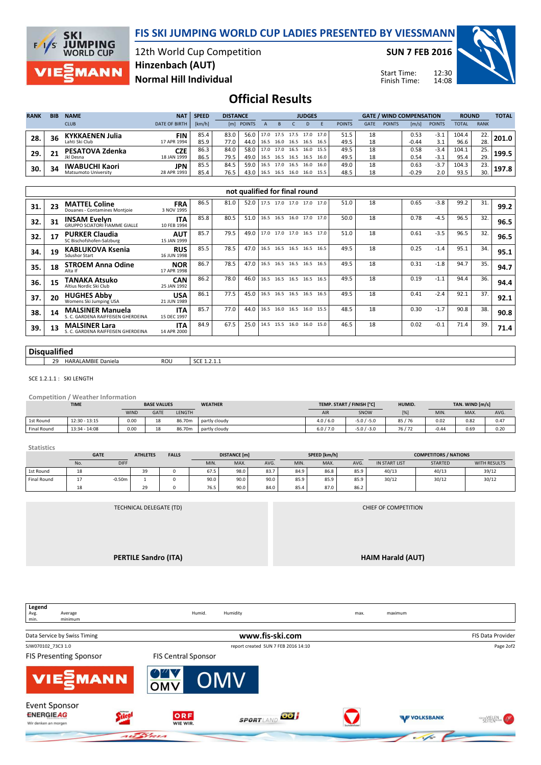# FIS SKI JUMPING WORLD CUP LADIES PRESENTED BY VIESSMANN

12th World Cup Competition
Hinzenbach (AUT)
Normal Hill Individual

SUN 7 FEB 2016

Start Time: 12:30
Finish Time: 14:08

## Official Results

| RANK | BIB | NAME / CLUB | NAT / DATE OF BIRTH | SPEED [km/h] | DISTANCE [m] | DISTANCE POINTS | JUDGES A | B | C | D | E | JUDGES POINTS | GATE | GATE POINTS | WIND [m/s] | WIND POINTS | ROUND TOTAL | ROUND RANK | TOTAL |
|---|---|---|---|---|---|---|---|---|---|---|---|---|---|---|---|---|---|---|---|
| 28. | 36 | KYKKAENEN Julia / Lahti Ski Club | FIN / 17 APR 1994 | 85.4 | 83.0 | 56.0 | 17.0 | 17.5 | 17.5 | 17.0 | 17.0 | 51.5 | 18 | | 0.53 | -3.1 | 104.4 | 22. | 201.0 |
| | | | | 85.9 | 77.0 | 44.0 | 16.5 | 16.0 | 16.5 | 16.5 | 16.5 | 49.5 | 18 | | -0.44 | 3.1 | 96.6 | 28. | |
| 29. | 21 | PESATOVA Zdenka / Jkl Desna | CZE / 18 JAN 1999 | 86.3 | 84.0 | 58.0 | 17.0 | 17.0 | 16.5 | 16.0 | 15.5 | 49.5 | 18 | | 0.58 | -3.4 | 104.1 | 25. | 199.5 |
| | | | | 86.5 | 79.5 | 49.0 | 16.5 | 16.5 | 16.5 | 16.5 | 16.0 | 49.5 | 18 | | 0.54 | -3.1 | 95.4 | 29. | |
| 30. | 34 | IWABUCHI Kaori / Matsumoto University | JPN / 28 APR 1993 | 85.5 | 84.5 | 59.0 | 16.5 | 17.0 | 16.5 | 16.0 | 16.0 | 49.0 | 18 | | 0.63 | -3.7 | 104.3 | 23. | 197.8 |
| | | | | 85.4 | 76.5 | 43.0 | 16.5 | 16.5 | 16.0 | 16.0 | 15.5 | 48.5 | 18 | | -0.29 | 2.0 | 93.5 | 30. | |

### not qualified for final round

| RANK | BIB | NAME / CLUB | NAT / DATE OF BIRTH | SPEED [km/h] | DISTANCE [m] | DISTANCE POINTS | JUDGES A | B | C | D | E | JUDGES POINTS | GATE | GATE POINTS | WIND [m/s] | WIND POINTS | ROUND TOTAL | ROUND RANK | TOTAL |
|---|---|---|---|---|---|---|---|---|---|---|---|---|---|---|---|---|---|---|---|
| 31. | 23 | MATTEL Coline / Douanes - Contamines Montjoie | FRA / 3 NOV 1995 | 86.5 | 81.0 | 52.0 | 17.5 | 17.0 | 17.0 | 17.0 | 17.0 | 51.0 | 18 | | 0.65 | -3.8 | 99.2 | 31. | 99.2 |
| 32. | 31 | INSAM Evelyn / GRUPPO SCIATORI FIAMME GIALLE | ITA / 10 FEB 1994 | 85.8 | 80.5 | 51.0 | 16.5 | 16.5 | 16.0 | 17.0 | 17.0 | 50.0 | 18 | | 0.78 | -4.5 | 96.5 | 32. | 96.5 |
| 32. | 17 | PURKER Claudia / SC Bischofshofen-Salzburg | AUT / 15 JAN 1999 | 85.7 | 79.5 | 49.0 | 17.0 | 17.0 | 17.0 | 16.5 | 17.0 | 51.0 | 18 | | 0.61 | -3.5 | 96.5 | 32. | 96.5 |
| 34. | 19 | KABLUKOVA Ksenia / Sdushor Start | RUS / 16 JUN 1998 | 85.5 | 78.5 | 47.0 | 16.5 | 16.5 | 16.5 | 16.5 | 16.5 | 49.5 | 18 | | 0.25 | -1.4 | 95.1 | 34. | 95.1 |
| 35. | 18 | STROEM Anna Odine / Alta If | NOR / 17 APR 1998 | 86.7 | 78.5 | 47.0 | 16.5 | 16.5 | 16.5 | 16.5 | 16.5 | 49.5 | 18 | | 0.31 | -1.8 | 94.7 | 35. | 94.7 |
| 36. | 15 | TANAKA Atsuko / Altius Nordic Ski Club | CAN / 25 JAN 1992 | 86.2 | 78.0 | 46.0 | 16.5 | 16.5 | 16.5 | 16.5 | 16.5 | 49.5 | 18 | | 0.19 | -1.1 | 94.4 | 36. | 94.4 |
| 37. | 20 | HUGHES Abby / Womens Ski Jumping USA | USA / 21 JUN 1989 | 86.1 | 77.5 | 45.0 | 16.5 | 16.5 | 16.5 | 16.5 | 16.5 | 49.5 | 18 | | 0.41 | -2.4 | 92.1 | 37. | 92.1 |
| 38. | 14 | MALSINER Manuela / S. C. GARDENA RAIFFEISEN GHERDEINA | ITA / 15 DEC 1997 | 85.7 | 77.0 | 44.0 | 16.5 | 16.0 | 16.5 | 16.0 | 15.5 | 48.5 | 18 | | 0.30 | -1.7 | 90.8 | 38. | 90.8 |
| 39. | 13 | MALSINER Lara / S. C. GARDENA RAIFFEISEN GHERDEINA | ITA / 14 APR 2000 | 84.9 | 67.5 | 25.0 | 14.5 | 15.5 | 16.0 | 16.0 | 15.0 | 46.5 | 18 | | 0.02 | -0.1 | 71.4 | 39. | 71.4 |

### Disqualified

| BIB | NAME | NAT | REASON |
|---|---|---|---|
| 29 | HARALAMBIE Daniela | ROU | SCE 1.2.1.1 |

SCE 1.2.1.1 : SKI LENGTH

### Competition / Weather Information

| | TIME | BASE VALUES WIND | GATE | LENGTH | WEATHER | TEMP. START / FINISH [°C] AIR | SNOW | HUMID. [%] | TAN. WIND [m/s] MIN. | MAX. | AVG. |
|---|---|---|---|---|---|---|---|---|---|---|---|
| 1st Round | 12:30 - 13:15 | 0.00 | 18 | 86.70m | partly cloudy | 4.0 / 6.0 | -5.0 / -5.0 | 85 / 76 | 0.02 | 0.82 | 0.47 |
| Final Round | 13:34 - 14:08 | 0.00 | 18 | 86.70m | partly cloudy | 6.0 / 7.0 | -5.0 / -3.0 | 76 / 72 | -0.44 | 0.69 | 0.20 |

### Statistics

| | GATE No. | DIFF | ATHLETES | FALLS | DISTANCE [m] MIN. | MAX. | AVG. | SPEED [km/h] MIN. | MAX. | AVG. | IN START LIST | STARTED | WITH RESULTS |
|---|---|---|---|---|---|---|---|---|---|---|---|---|---|
| 1st Round | 18 | | 39 | 0 | 67.5 | 98.0 | 83.7 | 84.9 | 86.8 | 85.9 | 40/13 | 40/13 | 39/12 |
| Final Round | 17 | -0.50m | 1 | 0 | 90.0 | 90.0 | 90.0 | 85.9 | 85.9 | 85.9 | 30/12 | 30/12 | 30/12 |
| | 18 | | 29 | 0 | 76.5 | 90.0 | 84.0 | 85.4 | 87.0 | 86.2 | | | |

TECHNICAL DELEGATE (TD): PERTILE Sandro (ITA)

CHIEF OF COMPETITION: HAIM Harald (AUT)

**Legend**
Avg. Average
min. minimum
Humid. Humidity
max. maximum

Data Service by Swiss Timing — www.fis-ski.com — FIS Data Provider

SJW070102_73C3 1.0 — report created SUN 7 FEB 2016 14:10

FIS Presenting Sponsor: VIESSMANN
FIS Central Sponsor: OMV
Event Sponsor